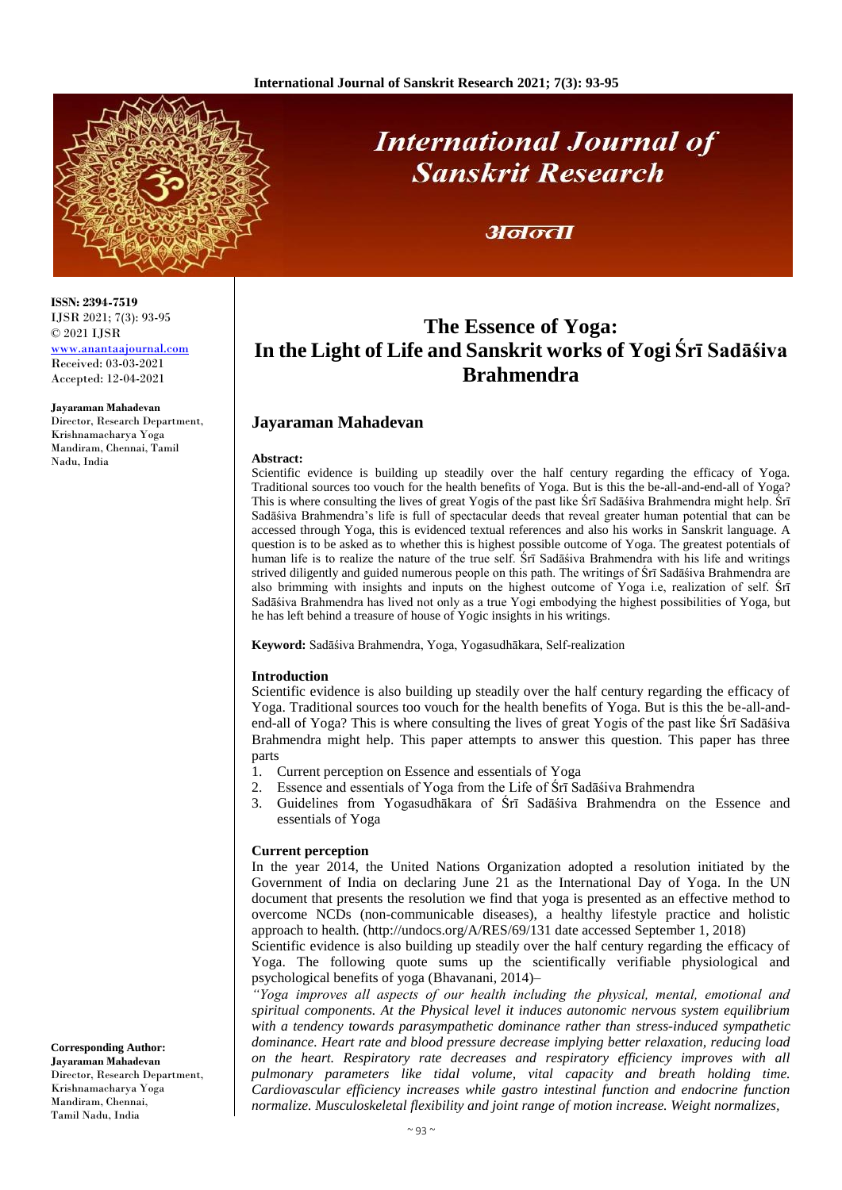ISSN: 2394-7519
IJSR 2021; 7(3): 93-95
© 2021 IJSR
www.anantaajournal.com
Received: 03-03-2021
Accepted: 12-04-2021

**Jayaraman Mahadevan**
Director, Research Department, Krishnamacharya Yoga Mandiram, Chennai, Tamil Nadu, India

**Corresponding Author:**
**Jayaraman Mahadevan**
Director, Research Department, Krishnamacharya Yoga Mandiram, Chennai, Tamil Nadu, India

# The Essence of Yoga: In the Light of Life and Sanskrit works of Yogi Śrī Sadāśiva Brahmendra

## Jayaraman Mahadevan

**Abstract:**
Scientific evidence is building up steadily over the half century regarding the efficacy of Yoga. Traditional sources too vouch for the health benefits of Yoga. But is this the be-all-and-end-all of Yoga? This is where consulting the lives of great Yogis of the past like Śrī Sadāśiva Brahmendra might help. Śrī Sadāśiva Brahmendra's life is full of spectacular deeds that reveal greater human potential that can be accessed through Yoga, this is evidenced textual references and also his works in Sanskrit language. A question is to be asked as to whether this is highest possible outcome of Yoga. The greatest potentials of human life is to realize the nature of the true self. Śrī Sadāśiva Brahmendra with his life and writings strived diligently and guided numerous people on this path. The writings of Śrī Sadāśiva Brahmendra are also brimming with insights and inputs on the highest outcome of Yoga i.e, realization of self. Śrī Sadāśiva Brahmendra has lived not only as a true Yogi embodying the highest possibilities of Yoga, but he has left behind a treasure of house of Yogic insights in his writings.

**Keyword:** Sadāśiva Brahmendra, Yoga, Yogasudhākara, Self-realization

### Introduction

Scientific evidence is also building up steadily over the half century regarding the efficacy of Yoga. Traditional sources too vouch for the health benefits of Yoga. But is this the be-all-and-end-all of Yoga? This is where consulting the lives of great Yogis of the past like Śrī Sadāśiva Brahmendra might help. This paper attempts to answer this question. This paper has three parts

1. Current perception on Essence and essentials of Yoga
2. Essence and essentials of Yoga from the Life of Śrī Sadāśiva Brahmendra
3. Guidelines from Yogasudhākara of Śrī Sadāśiva Brahmendra on the Essence and essentials of Yoga

### Current perception

In the year 2014, the United Nations Organization adopted a resolution initiated by the Government of India on declaring June 21 as the International Day of Yoga. In the UN document that presents the resolution we find that yoga is presented as an effective method to overcome NCDs (non-communicable diseases), a healthy lifestyle practice and holistic approach to health. (http://undocs.org/A/RES/69/131 date accessed September 1, 2018)

Scientific evidence is also building up steadily over the half century regarding the efficacy of Yoga. The following quote sums up the scientifically verifiable physiological and psychological benefits of yoga (Bhavanani, 2014)–

*"Yoga improves all aspects of our health including the physical, mental, emotional and spiritual components. At the Physical level it induces autonomic nervous system equilibrium with a tendency towards parasympathetic dominance rather than stress-induced sympathetic dominance. Heart rate and blood pressure decrease implying better relaxation, reducing load on the heart. Respiratory rate decreases and respiratory efficiency improves with all pulmonary parameters like tidal volume, vital capacity and breath holding time. Cardiovascular efficiency increases while gastro intestinal function and endocrine function normalize. Musculoskeletal flexibility and joint range of motion increase. Weight normalizes,*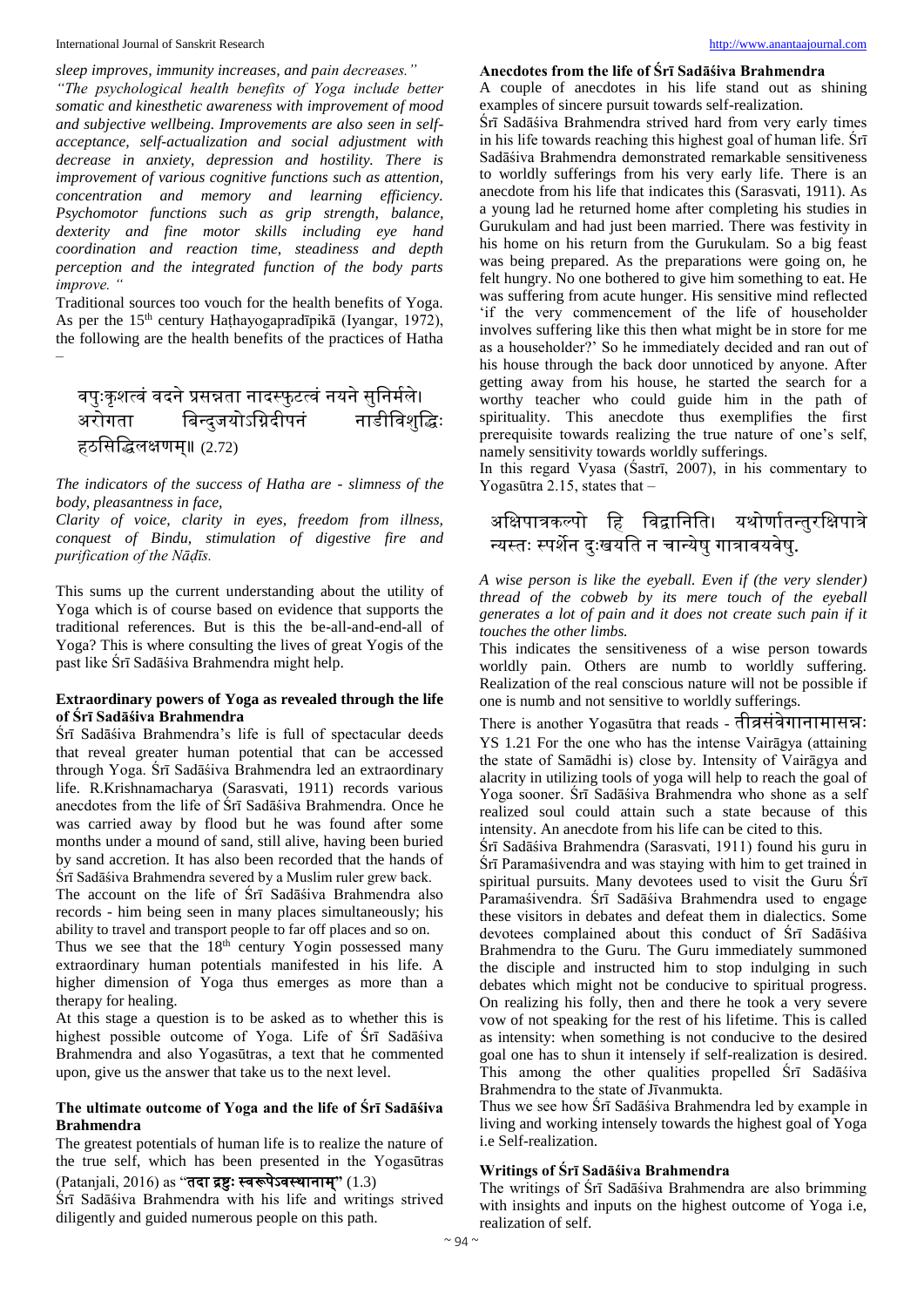*sleep improves, immunity increases, and pain decreases."*

*"The psychological health benefits of Yoga include better somatic and kinesthetic awareness with improvement of mood and subjective wellbeing. Improvements are also seen in self-acceptance, self-actualization and social adjustment with decrease in anxiety, depression and hostility. There is improvement of various cognitive functions such as attention, concentration and memory and learning efficiency. Psychomotor functions such as grip strength, balance, dexterity and fine motor skills including eye hand coordination and reaction time, steadiness and depth perception and the integrated function of the body parts improve. "*

Traditional sources too vouch for the health benefits of Yoga. As per the 15th century Haṭhayogapradīpikā (Iyangar, 1972), the following are the health benefits of the practices of Hatha –

वपुःकृशत्वं वदने प्रसन्नता नादस्फुटत्वं नयने सुनिर्मले।
अरोगता बिन्दुजयोऽग्निदीपनं नाडीविशुद्धिः हठसिद्धिलक्षणम्॥ (2.72)

*The indicators of the success of Hatha are - slimness of the body, pleasantness in face,*
*Clarity of voice, clarity in eyes, freedom from illness, conquest of Bindu, stimulation of digestive fire and purification of the Nāḍīs.*

This sums up the current understanding about the utility of Yoga which is of course based on evidence that supports the traditional references. But is this the be-all-and-end-all of Yoga? This is where consulting the lives of great Yogis of the past like Śrī Sadāśiva Brahmendra might help.

### Extraordinary powers of Yoga as revealed through the life of Śrī Sadāśiva Brahmendra

Śrī Sadāśiva Brahmendra's life is full of spectacular deeds that reveal greater human potential that can be accessed through Yoga. Śrī Sadāśiva Brahmendra led an extraordinary life. R.Krishnamacharya (Sarasvati, 1911) records various anecdotes from the life of Śrī Sadāśiva Brahmendra. Once he was carried away by flood but he was found after some months under a mound of sand, still alive, having been buried by sand accretion. It has also been recorded that the hands of Śrī Sadāśiva Brahmendra severed by a Muslim ruler grew back.

The account on the life of Śrī Sadāśiva Brahmendra also records - him being seen in many places simultaneously; his ability to travel and transport people to far off places and so on.

Thus we see that the 18th century Yogin possessed many extraordinary human potentials manifested in his life. A higher dimension of Yoga thus emerges as more than a therapy for healing.

At this stage a question is to be asked as to whether this is highest possible outcome of Yoga. Life of Śrī Sadāśiva Brahmendra and also Yogasūtras, a text that he commented upon, give us the answer that take us to the next level.

### The ultimate outcome of Yoga and the life of Śrī Sadāśiva Brahmendra

The greatest potentials of human life is to realize the nature of the true self, which has been presented in the Yogasūtras (Patanjali, 2016) as "**तदा द्रष्टुः स्वरूपेऽवस्थानाम्**" (1.3)

Śrī Sadāśiva Brahmendra with his life and writings strived diligently and guided numerous people on this path.

### Anecdotes from the life of Śrī Sadāśiva Brahmendra

A couple of anecdotes in his life stand out as shining examples of sincere pursuit towards self-realization.

Śrī Sadāśiva Brahmendra strived hard from very early times in his life towards reaching this highest goal of human life. Śrī Sadāśiva Brahmendra demonstrated remarkable sensitiveness to worldly sufferings from his very early life. There is an anecdote from his life that indicates this (Sarasvati, 1911). As a young lad he returned home after completing his studies in Gurukulam and had just been married. There was festivity in his home on his return from the Gurukulam. So a big feast was being prepared. As the preparations were going on, he felt hungry. No one bothered to give him something to eat. He was suffering from acute hunger. His sensitive mind reflected 'if the very commencement of the life of householder involves suffering like this then what might be in store for me as a householder?' So he immediately decided and ran out of his house through the back door unnoticed by anyone. After getting away from his house, he started the search for a worthy teacher who could guide him in the path of spirituality. This anecdote thus exemplifies the first prerequisite towards realizing the true nature of one's self, namely sensitivity towards worldly sufferings.

In this regard Vyasa (Śastrī, 2007), in his commentary to Yogasūtra 2.15, states that –

अक्षिपात्रकल्पो हि विद्वानिति। यथोर्णातन्तुरक्षिपात्रे न्यस्तः स्पर्शेन दुःखयति न चान्येषु गात्रावयवेषु.

*A wise person is like the eyeball. Even if (the very slender) thread of the cobweb by its mere touch of the eyeball generates a lot of pain and it does not create such pain if it touches the other limbs.*

This indicates the sensitiveness of a wise person towards worldly pain. Others are numb to worldly suffering. Realization of the real conscious nature will not be possible if one is numb and not sensitive to worldly sufferings.

There is another Yogasūtra that reads - तीव्रसंवेगानामासन्नः YS 1.21 For the one who has the intense Vairāgya (attaining the state of Samādhi is) close by. Intensity of Vairāgya and alacrity in utilizing tools of yoga will help to reach the goal of Yoga sooner. Śrī Sadāśiva Brahmendra who shone as a self realized soul could attain such a state because of this intensity. An anecdote from his life can be cited to this.

Śrī Sadāśiva Brahmendra (Sarasvati, 1911) found his guru in Śrī Paramaśivendra and was staying with him to get trained in spiritual pursuits. Many devotees used to visit the Guru Śrī Paramaśivendra. Śrī Sadāśiva Brahmendra used to engage these visitors in debates and defeat them in dialectics. Some devotees complained about this conduct of Śrī Sadāśiva Brahmendra to the Guru. The Guru immediately summoned the disciple and instructed him to stop indulging in such debates which might not be conducive to spiritual progress. On realizing his folly, then and there he took a very severe vow of not speaking for the rest of his lifetime. This is called as intensity: when something is not conducive to the desired goal one has to shun it intensely if self-realization is desired. This among the other qualities propelled Śrī Sadāśiva Brahmendra to the state of Jīvanmukta.

Thus we see how Śrī Sadāśiva Brahmendra led by example in living and working intensely towards the highest goal of Yoga i.e Self-realization.

### Writings of Śrī Sadāśiva Brahmendra

The writings of Śrī Sadāśiva Brahmendra are also brimming with insights and inputs on the highest outcome of Yoga i.e, realization of self.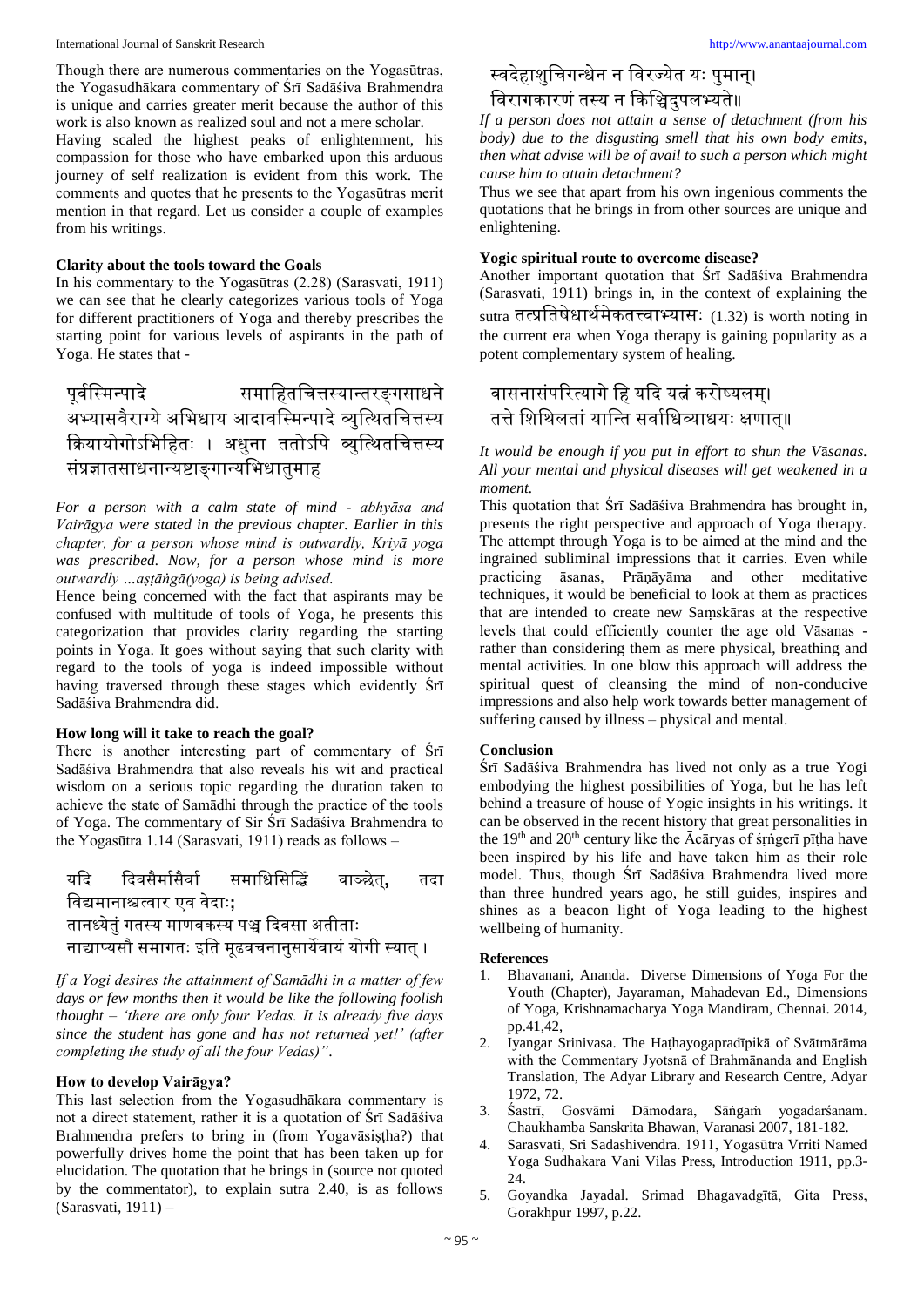Though there are numerous commentaries on the Yogasūtras, the Yogasudhākara commentary of Śrī Sadāśiva Brahmendra is unique and carries greater merit because the author of this work is also known as realized soul and not a mere scholar. Having scaled the highest peaks of enlightenment, his compassion for those who have embarked upon this arduous journey of self realization is evident from this work. The comments and quotes that he presents to the Yogasūtras merit mention in that regard. Let us consider a couple of examples from his writings.

### Clarity about the tools toward the Goals

In his commentary to the Yogasūtras (2.28) (Sarasvati, 1911) we can see that he clearly categorizes various tools of Yoga for different practitioners of Yoga and thereby prescribes the starting point for various levels of aspirants in the path of Yoga. He states that -

पूर्वस्मिन्पादे समाहितचित्तस्यान्तरङ्गसाधने अभ्यासवैराग्ये अभिधाय आदावस्मिन्पादे व्युत्थितचित्तस्य क्रियायोगोऽभिहितः । अधुना ततोऽपि व्युत्थितचित्तस्य संप्रज्ञातसाधनान्यष्टाङ्गान्यभिधातुमाह

*For a person with a calm state of mind - abhyāsa and Vairāgya were stated in the previous chapter. Earlier in this chapter, for a person whose mind is outwardly, Kriyā yoga was prescribed. Now, for a person whose mind is more outwardly …aṣṭāṅgā(yoga) is being advised.*

Hence being concerned with the fact that aspirants may be confused with multitude of tools of Yoga, he presents this categorization that provides clarity regarding the starting points in Yoga. It goes without saying that such clarity with regard to the tools of yoga is indeed impossible without having traversed through these stages which evidently Śrī Sadāśiva Brahmendra did.

### How long will it take to reach the goal?

There is another interesting part of commentary of Śrī Sadāśiva Brahmendra that also reveals his wit and practical wisdom on a serious topic regarding the duration taken to achieve the state of Samādhi through the practice of the tools of Yoga. The commentary of Sir Śrī Sadāśiva Brahmendra to the Yogasūtra 1.14 (Sarasvati, 1911) reads as follows –

यदि दिवसैर्मासैर्वा समाधिसिद्धिं वाञ्छेत्, तदा विद्यमानाश्चत्वार एव वेदाः;
तानध्येतुं गतस्य माणवकस्य पञ्च दिवसा अतीताः
नाद्याप्यसौ समागतः इति मूढवचनानुसार्येवायं योगी स्यात् ।

*If a Yogi desires the attainment of Samādhi in a matter of few days or few months then it would be like the following foolish thought – 'there are only four Vedas. It is already five days since the student has gone and has not returned yet!' (after completing the study of all the four Vedas)".*

### How to develop Vairāgya?

This last selection from the Yogasudhākara commentary is not a direct statement, rather it is a quotation of Śrī Sadāśiva Brahmendra prefers to bring in (from Yogavāsiṣṭha?) that powerfully drives home the point that has been taken up for elucidation. The quotation that he brings in (source not quoted by the commentator), to explain sutra 2.40, is as follows (Sarasvati, 1911) –

स्वदेहाशुचिगन्धेन न विरज्येत यः पुमान्।
विरागकारणं तस्य न किञ्चिदुपलभ्यते॥

*If a person does not attain a sense of detachment (from his body) due to the disgusting smell that his own body emits, then what advise will be of avail to such a person which might cause him to attain detachment?*

Thus we see that apart from his own ingenious comments the quotations that he brings in from other sources are unique and enlightening.

### Yogic spiritual route to overcome disease?

Another important quotation that Śrī Sadāśiva Brahmendra (Sarasvati, 1911) brings in, in the context of explaining the sutra तत्प्रतिषेधार्थमेकतत्त्वाभ्यासः (1.32) is worth noting in the current era when Yoga therapy is gaining popularity as a potent complementary system of healing.

वासनासंपरित्यागे हि यदि यत्नं करोष्यलम्।
तत्ते शिथिलतां यान्ति सर्वाधिव्याधयः क्षणात्॥

*It would be enough if you put in effort to shun the Vāsanas. All your mental and physical diseases will get weakened in a moment.*

This quotation that Śrī Sadāśiva Brahmendra has brought in, presents the right perspective and approach of Yoga therapy. The attempt through Yoga is to be aimed at the mind and the ingrained subliminal impressions that it carries. Even while practicing āsanas, Prāṇāyāma and other meditative techniques, it would be beneficial to look at them as practices that are intended to create new Saṃskāras at the respective levels that could efficiently counter the age old Vāsanas - rather than considering them as mere physical, breathing and mental activities. In one blow this approach will address the spiritual quest of cleansing the mind of non-conducive impressions and also help work towards better management of suffering caused by illness – physical and mental.

### Conclusion

Śrī Sadāśiva Brahmendra has lived not only as a true Yogi embodying the highest possibilities of Yoga, but he has left behind a treasure of house of Yogic insights in his writings. It can be observed in the recent history that great personalities in the 19th and 20th century like the Ācāryas of śṛṅgerī pīṭha have been inspired by his life and have taken him as their role model. Thus, though Śrī Sadāśiva Brahmendra lived more than three hundred years ago, he still guides, inspires and shines as a beacon light of Yoga leading to the highest wellbeing of humanity.

### References

1. Bhavanani, Ananda. Diverse Dimensions of Yoga For the Youth (Chapter), Jayaraman, Mahadevan Ed., Dimensions of Yoga, Krishnamacharya Yoga Mandiram, Chennai. 2014, pp.41,42,
2. Iyangar Srinivasa. The Haṭhayogapradīpikā of Svātmārāma with the Commentary Jyotsnā of Brahmānanda and English Translation, The Adyar Library and Research Centre, Adyar 1972, 72.
3. Śastrī, Gosvāmi Dāmodara, Sāṅgaṁ yogadarśanam. Chaukhamba Sanskrita Bhawan, Varanasi 2007, 181-182.
4. Sarasvati, Sri Sadashivendra. 1911, Yogasūtra Vrriti Named Yoga Sudhakara Vani Vilas Press, Introduction 1911, pp.3-24.
5. Goyandka Jayadal. Srimad Bhagavadgītā, Gita Press, Gorakhpur 1997, p.22.